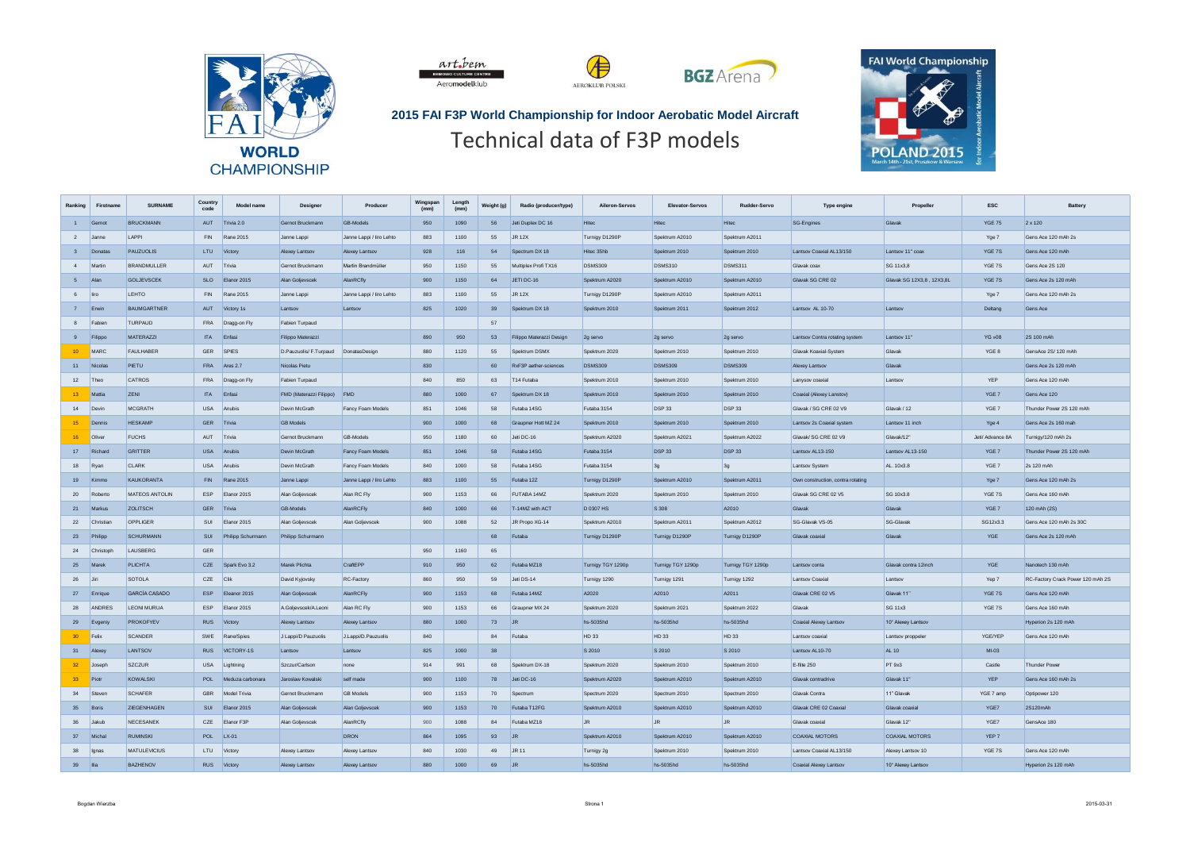**2015 FAI F3P World Championship for Indoor Aerobatic Model Aircraft**

# Technical data of F3P models

| Ranking | Firstname | SURNAME | Country code | Model name | Designer | Producer | Wingspan (mm) | Length (mm) | Weight (g) | Radio (producer/type) | Aileron-Servos | Elevator-Servos | Rudder-Servo | Type engine | Propeller | ESC | Battery |
|---|---|---|---|---|---|---|---|---|---|---|---|---|---|---|---|---|---|
| 1 | Gernot | BRUCKMANN | AUT | Trivia 2.0 | Gernot Bruckmann | GB-Models | 950 | 1090 | 56 | Jeti Duplex DC 16 | Hitec | Hitec | Hitec | SG-Engines | Glavak | YGE 7S | 2 x 120 |
| 2 | Janne | LAPPI | FIN | Rane 2015 | Janne Lappi | Janne Lappi / Iiro Lehto | 883 | 1100 | 55 | JR 12X | Turnigy D1290P | Spektrum A2010 | Spektrum A2011 | | | Yge 7 | Gens Ace 120 mAh 2s |
| 3 | Donatas | PAUZUOLIS | LTU | Victory | Alexey Lantsov | Alexey Lantsov | 928 | 116 | 54 | Spectrum DX 18 | Hitec 35hb | Spektrum 2010 | Spektrum 2010 | Lantsov Coaxial AL13/150 | Lantsov 11" coax | YGE 7S | Gens Ace 120 mAh |
| 4 | Martin | BRANDMULLER | AUT | Trivia | Gernot Bruckmann | Martin Brandmüller | 950 | 1150 | 55 | Multiplex Profi TX16 | DSMS309 | DSMS310 | DSMS311 | Glavak coax | SG 11x3,8 | YGE 7S | Gens Ace 2S 120 |
| 5 | Alan | GOLJEVSCEK | SLO | Elanor 2015 | Alan Goljevscek | AlanRCFly | 900 | 1150 | 64 | JETI DC-16 | Spektrum A2020 | Spektrum A2010 | Spektrum A2010 | Glavak SG CRE 02 | Glavak SG 12X3,8 , 12X3,8L | YGE 7S | Gens Ace 2s 120 mAh |
| 6 | Iiro | LEHTO | FIN | Rane 2015 | Janne Lappi | Janne Lappi / Iiro Lehto | 883 | 1100 | 55 | JR 12X | Turnigy D1290P | Spektrum A2010 | Spektrum A2011 | | | Yge 7 | Gens Ace 120 mAh 2s |
| 7 | Erwin | BAUMGARTNER | AUT | Victory 1s | Lantsov | Lantsov | 825 | 1020 | 39 | Spektrum DX 18 | Spektrum 2010 | Spektrum 2011 | Spektrum 2012 | Lantsov AL 10-70 | Lantsov | Deltang | Gens Ace |
| 8 | Fabien | TURPAUD | FRA | Dragg-on Fly | Fabien Turpaud | | | | 57 | | | | | | | | |
| 9 | Filippo | MATERAZZI | ITA | Enfasi | Filippo Materazzi | | 890 | 950 | 53 | Filippo Materazzi Design | 2g servo | 2g servo | 2g servo | Lantsov Contra rotating system | Lantsov 11" | YG +08 | 2S 100 mAh |
| 10 | MARC | FAULHABER | GER | SPIES | D.Pauzuolis/ F.Turpaud | DonatasDesign | 880 | 1120 | 55 | Spektrum DSMX | Spektrum 2020 | Spektrum 2010 | Spektrum 2010 | Glavak Koaxial-System | Glavak | YGE 8 | GensAce 2S/ 120 mAh |
| 11 | Nicolas | PIETU | FRA | Ares 2.7 | Nicolas Pietu | | 830 | | 60 | RxF3P aether-sciences | DSMS309 | DSMS309 | DSMS309 | Alexey Lantsov | Glavak | | Gens Ace 2s 120 mAh |
| 12 | Theo | CATROS | FRA | Dragg-on Fly | Fabien Turpaud | | 840 | 850 | 63 | T14 Futaba | Spektrum 2010 | Spektrum 2010 | Spektrum 2010 | Lanysov coaxial | Lantsov | YEP | Gens Ace 120 mAh |
| 13 | Mattia | ZENI | ITA | Enfasi | FMD (Materazzi Filippo) | FMD | 880 | 1000 | 67 | Spektrum DX 18 | Spektrum 2010 | Spektrum 2010 | Spektrum 2010 | Coaxial (Alexey Lanstov) | | YGE 7 | Gens Ace 120 |
| 14 | Devin | MCGRATH | USA | Anubis | Devin McGrath | Fancy Foam Models | 851 | 1046 | 58 | Futaba 14SG | Futaba 3154 | DSP 33 | DSP 33 | Glavak / SG CRE 02 V9 | Glavak / 12 | YGE 7 | Thunder Power 2S 120 mAh |
| 15 | Dennis | HESKAMP | GER | Trivia | GB Models | GB Models | 900 | 1000 | 68 | Graupner Hott MZ 24 | Spektrum 2010 | Spektrum 2010 | Spektrum 2010 | Lantsov 2s Coaxial system | Lantsov 11 inch | Yge 4 | Gens Ace 2s 160 mah |
| 16 | Oliver | FUCHS | AUT | Trivia | Gernot Bruckmann | GB-Models | 950 | 1180 | 60 | Jeti DC-16 | Spektrum A2020 | Spektrum A2021 | Spektrum A2022 | Glavak/ SG CRE 02 V9 | Glavak/12" | Jeti/ Advance 8A | Turnigy/120 mAh 2s |
| 17 | Richard | GRITTER | USA | Anubis | Devin McGrath | Fancy Foam Models | 851 | 1046 | 58 | Futaba 14SG | Futaba 3154 | DSP 33 | DSP 33 | Lantsov AL13-150 | Lantsov AL13-150 | YGE 7 | Thunder Power 2S 120 mAh |
| 18 | Ryan | CLARK | USA | Anubis | Devin McGrath | Fancy Foam Models | 840 | 1000 | 58 | Futaba 14SG | Futaba 3154 | 3g | 3g | Lantsov System | AL. 10x3.8 | YGE 7 | 2s 120 mAh |
| 19 | Kimmo | KAUKORANTA | FIN | Rane 2015 | Janne Lappi | Janne Lappi / Iiro Lehto | 883 | 1100 | 55 | Futaba 12Z | Turnigy D1290P | Spektrum A2010 | Spektrum A2011 | Own construction, contra rotating | | Yge 7 | Gens Ace 120 mAh 2s |
| 20 | Roberto | MATEOS ANTOLIN | ESP | Elanor 2015 | Alan Goljevscek | Alan RC Fly | 900 | 1153 | 66 | FUTABA 14MZ | Spektrum 2020 | Spektrum 2010 | Spektrum 2010 | Glavak SG CRE 02 V5 | SG 10x3.8 | YGE 7S | Gens Ace 160 mAh |
| 21 | Markus | ZOLITSCH | GER | Trivia | GB-Models | AlanRCFly | 840 | 1000 | 66 | T-14MZ with ACT | D 0307 HS | S 308 | A2010 | Glavak | Glavak | YGE 7 | 120 mAh (2S) |
| 22 | Christian | OPPLIGER | SUI | Elanor 2015 | Alan Goljevscek | Alan Goljevscek | 900 | 1088 | 52 | JR Propo XG-14 | Spektrum A2010 | Spektrum A2011 | Spektrum A2012 | SG-Glavak VS-05 | SG-Glavak | SG12x3.3 | Gens Ace 120 mAh 2s 30C |
| 23 | Philipp | SCHURMANN | SUI | Philipp Schurmann | Philipp Schurmann | | | | 68 | Futaba | Turnigy D1290P | Turnigy D1290P | Turnigy D1290P | Glavak coaxial | Glavak | YGE | Gens Ace 2s 120 mAh |
| 24 | Christoph | LAUSBERG | GER | | | | 950 | 1160 | 65 | | | | | | | | |
| 25 | Marek | PLICHTA | CZE | Spark Evo 3.2 | Marek Plichta | CraftEPP | 910 | 950 | 62 | Futaba MZ18 | Turnigy TGY 1290p | Turnigy TGY 1290p | Turnigy TGY 1290p | Lantsov conta | Glavak contra 12inch | YGE | Nanotech 130 mAh |
| 26 | Jiri | SOTOLA | CZE | Clik | David Kyjovsky | RC-Factory | 860 | 950 | 59 | Jeti DS-14 | Turnigy 1290 | Turnigy 1291 | Turnigy 1292 | Lantsov Coaxial | Lantsov | Yep 7 | RC-Factory Crack Power 120 mAh 2S |
| 27 | Enrique | GARCÍA CASADO | ESP | Eleanor 2015 | Alan Goljevscek | AlanRCFly | 900 | 1153 | 68 | Futaba 14MZ | A2020 | A2010 | A2011 | Glavak CRE 02 V5 | Glavak 11" | YGE 7S | Gens Ace 120 mAh |
| 28 | ANDRES | LEONI MURUA | ESP | Elanor 2015 | A.Goljevscek/A.Leoni | Alan RC Fly | 900 | 1153 | 66 | Graupner MX 24 | Spektrum 2020 | Spektrum 2021 | Spektrum 2022 | Glavak | SG 11x3 | YGE 7S | Gens Ace 160 mAh |
| 29 | Evgeniy | PROKOFYEV | RUS | Victory | Alexey Lantsov | Alexey Lantsov | 880 | 1000 | 73 | JR | hs-5035hd | hs-5035hd | hs-5035hd | Coaxial Alexey Lantsov | 10" Alexey Lantsov | | Hyperion 2s 120 mAh |
| 30 | Felix | SCANDER | SWE | RaneSpies | J Lappi/D Pauzuolis | J.Lappi/D.Pauzuolis | 840 | | 84 | Futaba | HD 33 | HD 33 | HD 33 | Lantsov coaxial | Lantsov proppeller | YGE/YEP | Gens Ace 120 mAh |
| 31 | Alexey | LANTSOV | RUS | VICTORY-1S | Lantsov | Lantsov | 825 | 1000 | 38 | | S 2010 | S 2010 | S 2010 | Lantsov AL10-70 | AL 10 | MI-03 | |
| 32 | Joseph | SZCZUR | USA | Lightning | Szczur/Carlson | none | 914 | 991 | 68 | Spektrum DX-18 | Spektrum 2020 | Spektrum 2010 | Spektrum 2010 | E-flite 250 | PT 9x3 | Castle | Thunder Power |
| 33 | Piotr | KOWALSKI | POL | Meduza carbonara | Jaroslaw Kowalski | self made | 900 | 1100 | 78 | Jeti DC-16 | Spektrum A2020 | Spektrum A2010 | Spektrum A2010 | Glavak contradrive | Glavak 11" | YEP | Gens Ace 160 mAh 2s |
| 34 | Steven | SCHAFER | GBR | Model Trivia | Gernot Bruckmann | GB Models | 900 | 1153 | 70 | Spectrum | Spectrum 2020 | Spectrum 2010 | Spectrum 2010 | Glavak Contra | 11" Glavak | YGE 7 amp | Optipower 120 |
| 35 | Boris | ZIEGENHAGEN | SUI | Elanor 2015 | Alan Goljevscek | Alan Goljevscek | 900 | 1153 | 70 | Futaba T12FG | Spektrum A2010 | Spektrum A2010 | Spektrum A2010 | Glavak CRE 02 Coaxial | Glavak coaxial | YGE7 | 2S120mAh |
| 36 | Jakub | NECESANEK | CZE | Elanor F3P | Alan Goljevscek | AlanRCFly | 900 | 1088 | 84 | Futaba MZ18 | JR | JR | JR | Glavak coaxial | Glavak 12" | YGE7 | GensAce 180 |
| 37 | Michal | RUMINSKI | POL | LX-01 | | DRON | 864 | 1095 | 93 | JR | Spektrum A2010 | Spektrum A2010 | Spektrum A2010 | COAXIAL MOTORS | COAXIAL MOTORS | YEP 7 | |
| 38 | Ignas | MATULEVICIUS | LTU | Victory | Alexey Lantsov | Alexey Lantsov | 840 | 1030 | 49 | JR 11 | Turnigy 2g | Spektrum 2010 | Spektrum 2010 | Lantsov Coaxial AL13/150 | Alexey Lantsov 10 | YGE 7S | Gens Ace 120 mAh |
| 39 | Ilia | BAZHENOV | RUS | Victory | Alexey Lantsov | Alexey Lantsov | 880 | 1000 | 69 | JR | hs-5035hd | hs-5035hd | hs-5035hd | Coaxial Alexey Lantsov | 10" Alexey Lantsov | | Hyperion 2s 120 mAh |

Bogdan Wierzba

2015-03-31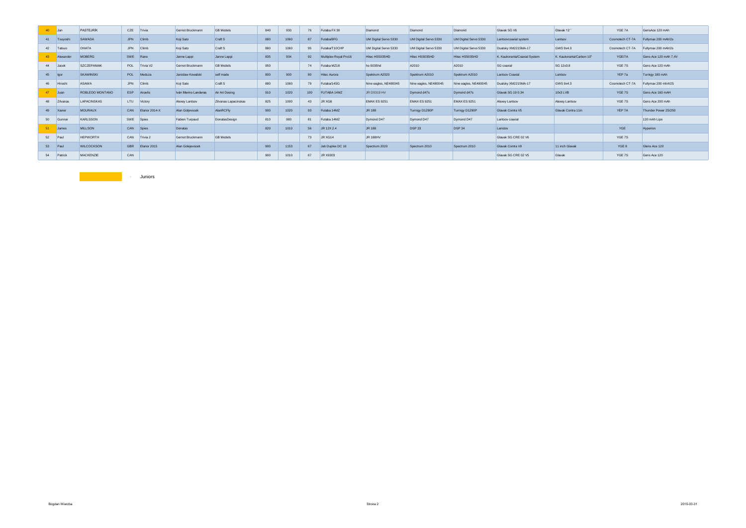| | | | | | | | | | | | | | | | | | | |
|---|---|---|---|---|---|---|---|---|---|---|---|---|---|---|---|---|---|---|
| 40 | Jan | PASTEJRÍK | CZE | Trivia | Gernot Bruckmann | GB Models | 840 | 930 | 76 | Futaba FX 30 | Diamond | Diamond | Diamond | Glavak SG V6 | Glavak 12`` | YGE 7A | GensAce 120 mAh |
| 41 | Tsuyoshi | SAWADA | JPN | Climb | Koji Sato | Craft S | 880 | 1060 | 87 | Futaba/8FG | UM Digital Servo 5330 | UM Digital Servo 5330 | UM Digital Servo 5330 | Lantsovcoaxial system | Lantsov | Cosmotech CT-7A | Fullymax 200 mAh/2s |
| 42 | Tatsuo | OHATA | JPN | Climb | Koji Sato | Craft S | 880 | 1060 | 95 | Futaba/T10CHP | UM Digital Servo 5330 | UM Digital Servo 5330 | UM Digital Servo 5330 | Dualsky XM2215MA-17 | GWS 9x4.3 | Cosmotech CT-7A | Fullymax 200 mAh/2s |
| 43 | Alexander | MOBERG | SWE | Rane | Janne Lappi | Janne Lappi | 835 | 934 | 92 | Multiplex Royal Pro16 | Hitec HS5035HD | Hitec HS5035HD | Hitec HS5035HD | K. Kaukoranta/Coaxial System | K. Kaukoranta/Carbon 10" | YGE/7A | Gens Ace 120 mAh 7,4V |
| 44 | Jacek | SZCZEPANIAK | POL | Trivia V2 | Gernot Bruckmann | GB Models | 950 | | 74 | Futaba MZ18 | hs-5035hd | A2010 | A2010 | SG coaxial | SG 12x3.8 | YGE 7S | Gens Ace 120 mAh |
| 45 | Igor | SKAWINSKI | POL | Meduza | Jaroslaw Kowalski | self made | 800 | 900 | 80 | Hitec Aurora | Spektrum A2020 | Spektrum A2010 | Spektrum A2010 | Lantsov Coaxial | Lantsov | YEP 7a | Turnigy 180 mAh |
| 46 | Hiroshi | ASAWA | JPN | Climb | Koji Sato | Craft S | 880 | 1060 | 79 | Futaba/14SG | Nine eagles, NE480045 | Nine eagles, NE480045 | Nine eagles, NE480045 | Dualsky XM2215MA-17 | GWS 9x4.3 | Cosmotech CT-7A | Fullymax 200 mAh/2S |
| 47 | Juan | ROBLEDO MONTANO | ESP | Anavlis | Iván Merino Landenas | Air Art Desing | 910 | 1020 | 100 | FUTABA 14MZ | JR DS319 HV | Dymond d47s | Dymond d47s | Glavak SG 19 0.34 | 10x3 LVB | YGE 7S | Gens Ace 160 mAH |
| 48 | Zilvanas | LAPACINSKAS | LTU | Victory | Alexey Lantsov | Zilvanas Lapacinskas | 825 | 1000 | 43 | JR XG8 | EMAX ES 9251 | EMAX ES 9251 | EMAX ES 9251 | Alexey Lantsov | Alexey Lantsov | YGE 7S | Gens Ace 200 mAh |
| 49 | Xavier | MOURAUX | CAN | Elanor 2014-X | Alan Goljevscek | AlanRCFly | 900 | 1020 | 93 | Futaba 14MZ | JR 188 | Turnigy D1290P | Turnigy D1290P | Glavak Contra V5 | Glavak Contra 11in | YEP 7A | Thunder Power 2S/250 |
| 50 | Gunnar | KARLSSON | SWE | Spies | Fabien Turpaud | DonatasDesign | 810 | 980 | 81 | Futaba 14MZ | Dymond D47 | Dymond D47 | Dymond D47 | Lantsov coaxial | | | 120 mAh Lipo |
| 51 | James | MILLSON | CAN | Spies | Donatas | | 820 | 1010 | 56 | JR 12X 2.4 | JR 188 | DSP 33 | DSP 34 | Lanstov | | YGE | Hyperion |
| 52 | Paul | HEPWORTH | CAN | Trivia 2 | Gernot Bruckmann | GB Models | | | 73 | JR XG14 | JR 188HV | | | Glavak SG CRE 02 V6 | | YGE 7S | |
| 53 | Paul | WILCOCKSON | GBR | Elanor 2015 | Alan Golejevscek | | 900 | 1153 | 67 | Jeti Duplex DC 16 | Spectrum 2020 | Spectrum 2010 | Spectrum 2010 | Glavak Contra V9 | 11 inch Glavak | YGE 8 | Glens Ace 120 |
| 54 | Patrick | MACKENZIE | CAN | | | | 900 | 1010 | 67 | JR X9303 | | | | Glavak SG CRE 02 V5 | Glavak | YGE 7S | Gens Ace 120 |

- Juniors

Bogdan Wierzba

2015-03-31